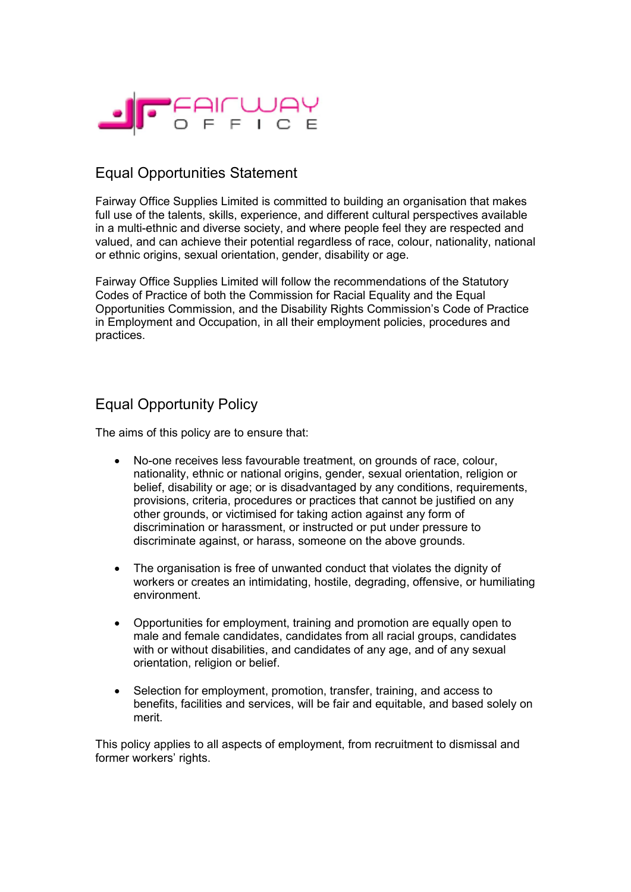## Equal Opportunities Statement

Fairway Office Supplies Limited is committed to building an organisation that makes full use of the talents, skills, experience, and different cultural perspectives available in a multi-ethnic and diverse society, and where people feel they are respected and valued, and can achieve their potential regardless of race, colour, nationality, national or ethnic origins, sexual orientation, gender, disability or age.

Fairway Office Supplies Limited will follow the recommendations of the Statutory Codes of Practice of both the Commission for Racial Equality and the Equal Opportunities Commission, and the Disability Rights Commission's Code of Practice in Employment and Occupation, in all their employment policies, procedures and practices.

## Equal Opportunity Policy

The aims of this policy are to ensure that:

- No-one receives less favourable treatment, on grounds of race, colour, nationality, ethnic or national origins, gender, sexual orientation, religion or belief, disability or age; or is disadvantaged by any conditions, requirements, provisions, criteria, procedures or practices that cannot be justified on any other grounds, or victimised for taking action against any form of discrimination or harassment, or instructed or put under pressure to discriminate against, or harass, someone on the above grounds.

- The organisation is free of unwanted conduct that violates the dignity of workers or creates an intimidating, hostile, degrading, offensive, or humiliating environment.

- Opportunities for employment, training and promotion are equally open to male and female candidates, candidates from all racial groups, candidates with or without disabilities, and candidates of any age, and of any sexual orientation, religion or belief.

- Selection for employment, promotion, transfer, training, and access to benefits, facilities and services, will be fair and equitable, and based solely on merit.

This policy applies to all aspects of employment, from recruitment to dismissal and former workers' rights.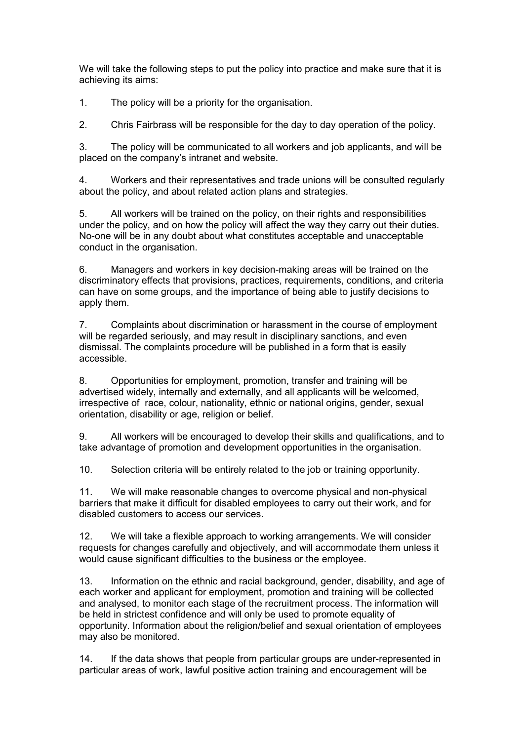We will take the following steps to put the policy into practice and make sure that it is achieving its aims:

1. The policy will be a priority for the organisation.

2. Chris Fairbrass will be responsible for the day to day operation of the policy.

3. The policy will be communicated to all workers and job applicants, and will be placed on the company's intranet and website.

4. Workers and their representatives and trade unions will be consulted regularly about the policy, and about related action plans and strategies.

5. All workers will be trained on the policy, on their rights and responsibilities under the policy, and on how the policy will affect the way they carry out their duties. No-one will be in any doubt about what constitutes acceptable and unacceptable conduct in the organisation.

6. Managers and workers in key decision-making areas will be trained on the discriminatory effects that provisions, practices, requirements, conditions, and criteria can have on some groups, and the importance of being able to justify decisions to apply them.

7. Complaints about discrimination or harassment in the course of employment will be regarded seriously, and may result in disciplinary sanctions, and even dismissal. The complaints procedure will be published in a form that is easily accessible.

8. Opportunities for employment, promotion, transfer and training will be advertised widely, internally and externally, and all applicants will be welcomed, irrespective of race, colour, nationality, ethnic or national origins, gender, sexual orientation, disability or age, religion or belief.

9. All workers will be encouraged to develop their skills and qualifications, and to take advantage of promotion and development opportunities in the organisation.

10. Selection criteria will be entirely related to the job or training opportunity.

11. We will make reasonable changes to overcome physical and non-physical barriers that make it difficult for disabled employees to carry out their work, and for disabled customers to access our services.

12. We will take a flexible approach to working arrangements. We will consider requests for changes carefully and objectively, and will accommodate them unless it would cause significant difficulties to the business or the employee.

13. Information on the ethnic and racial background, gender, disability, and age of each worker and applicant for employment, promotion and training will be collected and analysed, to monitor each stage of the recruitment process. The information will be held in strictest confidence and will only be used to promote equality of opportunity. Information about the religion/belief and sexual orientation of employees may also be monitored.

14. If the data shows that people from particular groups are under-represented in particular areas of work, lawful positive action training and encouragement will be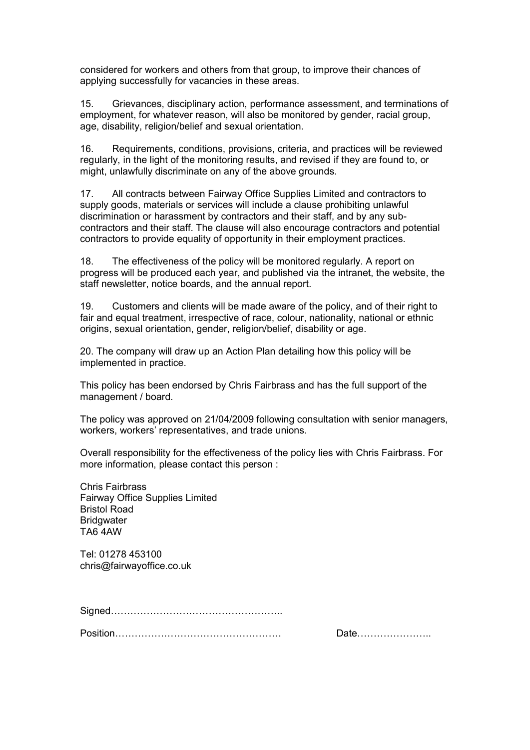considered for workers and others from that group, to improve their chances of applying successfully for vacancies in these areas.

15. Grievances, disciplinary action, performance assessment, and terminations of employment, for whatever reason, will also be monitored by gender, racial group, age, disability, religion/belief and sexual orientation.

16. Requirements, conditions, provisions, criteria, and practices will be reviewed regularly, in the light of the monitoring results, and revised if they are found to, or might, unlawfully discriminate on any of the above grounds.

17. All contracts between Fairway Office Supplies Limited and contractors to supply goods, materials or services will include a clause prohibiting unlawful discrimination or harassment by contractors and their staff, and by any sub-contractors and their staff. The clause will also encourage contractors and potential contractors to provide equality of opportunity in their employment practices.

18. The effectiveness of the policy will be monitored regularly. A report on progress will be produced each year, and published via the intranet, the website, the staff newsletter, notice boards, and the annual report.

19. Customers and clients will be made aware of the policy, and of their right to fair and equal treatment, irrespective of race, colour, nationality, national or ethnic origins, sexual orientation, gender, religion/belief, disability or age.

20. The company will draw up an Action Plan detailing how this policy will be implemented in practice.

This policy has been endorsed by Chris Fairbrass and has the full support of the management / board.

The policy was approved on 21/04/2009 following consultation with senior managers, workers, workers' representatives, and trade unions.

Overall responsibility for the effectiveness of the policy lies with Chris Fairbrass. For more information, please contact this person :

Chris Fairbrass
Fairway Office Supplies Limited
Bristol Road
Bridgwater
TA6 4AW

Tel: 01278 453100
chris@fairwayoffice.co.uk

Signed……………………………………………..

Position…………………………………………… Date…………………..